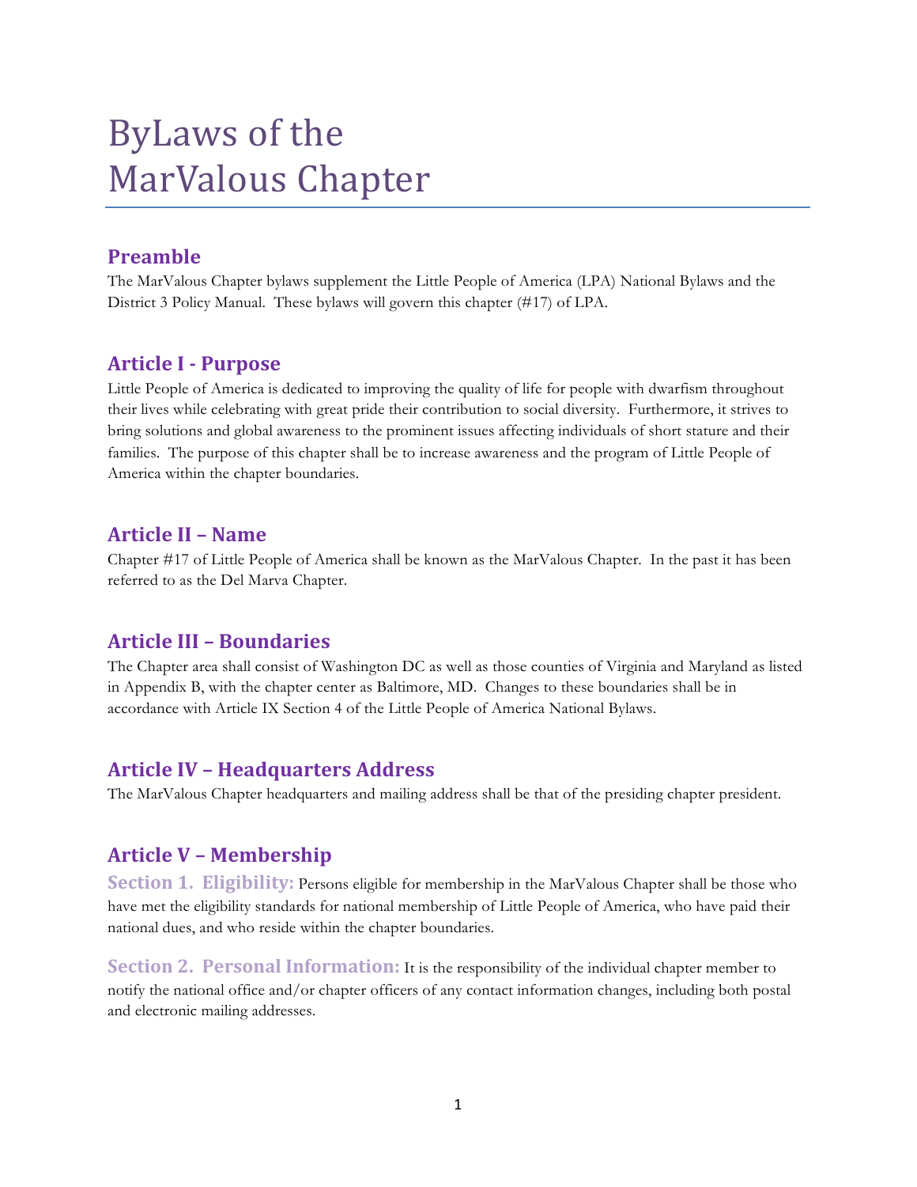# ByLaws of the MarValous Chapter

## Preamble

The MarValous Chapter bylaws supplement the Little People of America (LPA) National Bylaws and the District 3 Policy Manual. These bylaws will govern this chapter (#17) of LPA.

## Article I - Purpose

Little People of America is dedicated to improving the quality of life for people with dwarfism throughout their lives while celebrating with great pride their contribution to social diversity. Furthermore, it strives to bring solutions and global awareness to the prominent issues affecting individuals of short stature and their families. The purpose of this chapter shall be to increase awareness and the program of Little People of America within the chapter boundaries.

## Article II – Name

Chapter #17 of Little People of America shall be known as the MarValous Chapter. In the past it has been referred to as the Del Marva Chapter.

## Article III – Boundaries

The Chapter area shall consist of Washington DC as well as those counties of Virginia and Maryland as listed in Appendix B, with the chapter center as Baltimore, MD. Changes to these boundaries shall be in accordance with Article IX Section 4 of the Little People of America National Bylaws.

## Article IV – Headquarters Address

The MarValous Chapter headquarters and mailing address shall be that of the presiding chapter president.

## Article V – Membership

**Section 1. Eligibility:** Persons eligible for membership in the MarValous Chapter shall be those who have met the eligibility standards for national membership of Little People of America, who have paid their national dues, and who reside within the chapter boundaries.

**Section 2. Personal Information:** It is the responsibility of the individual chapter member to notify the national office and/or chapter officers of any contact information changes, including both postal and electronic mailing addresses.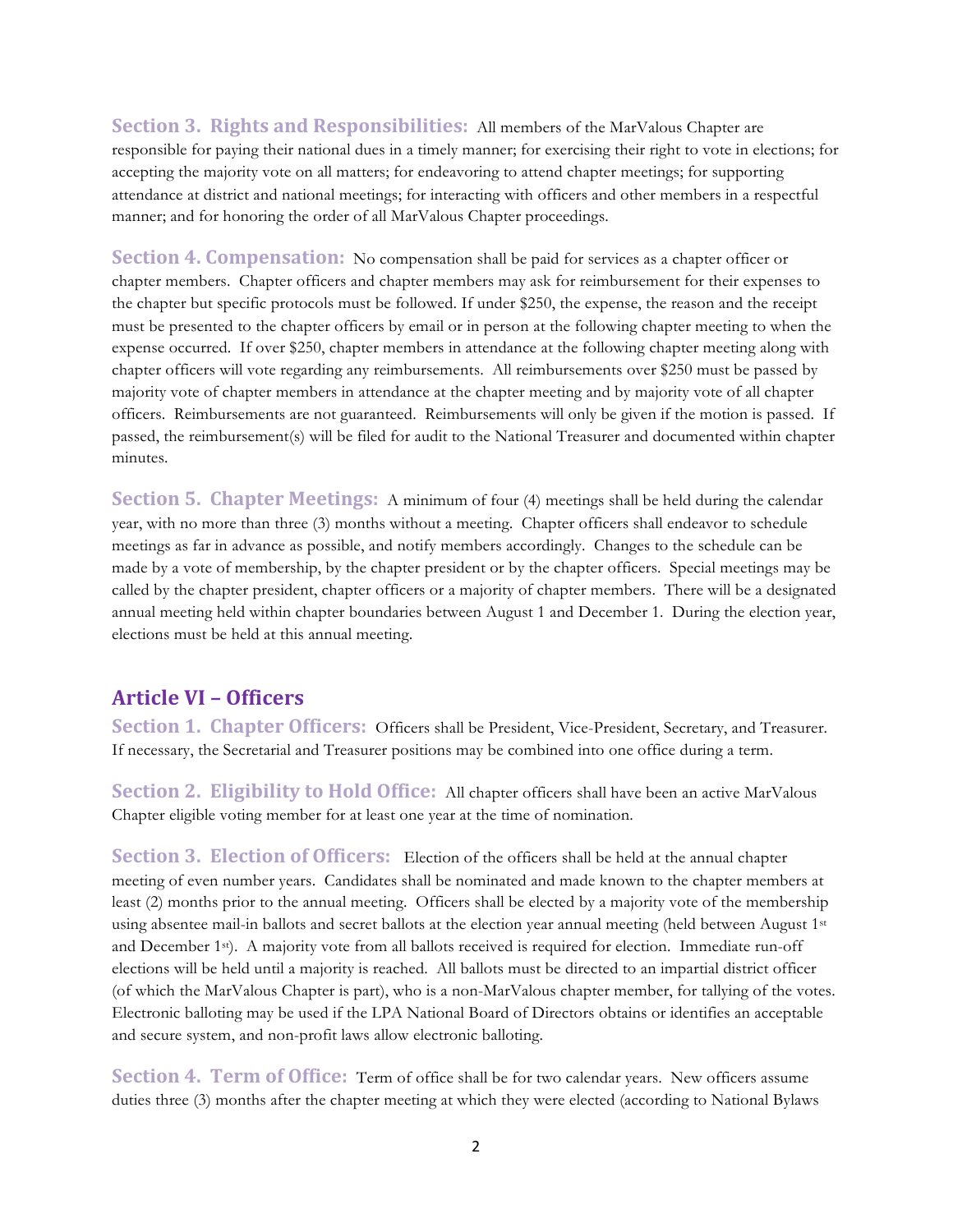**Section 3. Rights and Responsibilities:** All members of the MarValous Chapter are responsible for paying their national dues in a timely manner; for exercising their right to vote in elections; for accepting the majority vote on all matters; for endeavoring to attend chapter meetings; for supporting attendance at district and national meetings; for interacting with officers and other members in a respectful manner; and for honoring the order of all MarValous Chapter proceedings.

**Section 4. Compensation:** No compensation shall be paid for services as a chapter officer or chapter members. Chapter officers and chapter members may ask for reimbursement for their expenses to the chapter but specific protocols must be followed. If under $250, the expense, the reason and the receipt must be presented to the chapter officers by email or in person at the following chapter meeting to when the expense occurred. If over $250, chapter members in attendance at the following chapter meeting along with chapter officers will vote regarding any reimbursements. All reimbursements over $250 must be passed by majority vote of chapter members in attendance at the chapter meeting and by majority vote of all chapter officers. Reimbursements are not guaranteed. Reimbursements will only be given if the motion is passed. If passed, the reimbursement(s) will be filed for audit to the National Treasurer and documented within chapter minutes.

**Section 5. Chapter Meetings:** A minimum of four (4) meetings shall be held during the calendar year, with no more than three (3) months without a meeting. Chapter officers shall endeavor to schedule meetings as far in advance as possible, and notify members accordingly. Changes to the schedule can be made by a vote of membership, by the chapter president or by the chapter officers. Special meetings may be called by the chapter president, chapter officers or a majority of chapter members. There will be a designated annual meeting held within chapter boundaries between August 1 and December 1. During the election year, elections must be held at this annual meeting.

## Article VI – Officers

**Section 1. Chapter Officers:** Officers shall be President, Vice-President, Secretary, and Treasurer. If necessary, the Secretarial and Treasurer positions may be combined into one office during a term.

**Section 2. Eligibility to Hold Office:** All chapter officers shall have been an active MarValous Chapter eligible voting member for at least one year at the time of nomination.

**Section 3. Election of Officers:** Election of the officers shall be held at the annual chapter meeting of even number years. Candidates shall be nominated and made known to the chapter members at least (2) months prior to the annual meeting. Officers shall be elected by a majority vote of the membership using absentee mail-in ballots and secret ballots at the election year annual meeting (held between August 1st and December 1st). A majority vote from all ballots received is required for election. Immediate run-off elections will be held until a majority is reached. All ballots must be directed to an impartial district officer (of which the MarValous Chapter is part), who is a non-MarValous chapter member, for tallying of the votes. Electronic balloting may be used if the LPA National Board of Directors obtains or identifies an acceptable and secure system, and non-profit laws allow electronic balloting.

**Section 4. Term of Office:** Term of office shall be for two calendar years. New officers assume duties three (3) months after the chapter meeting at which they were elected (according to National Bylaws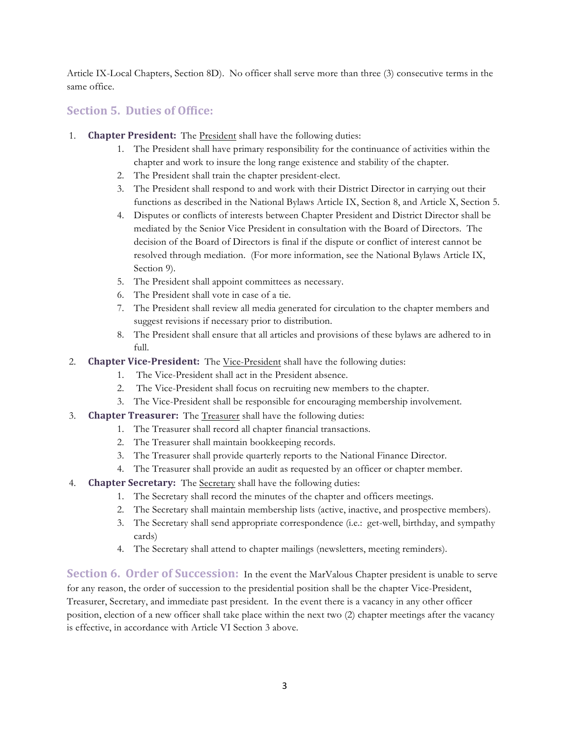Article IX-Local Chapters, Section 8D). No officer shall serve more than three (3) consecutive terms in the same office.

## Section 5. Duties of Office:

1. **Chapter President:** The President shall have the following duties:
    1. The President shall have primary responsibility for the continuance of activities within the chapter and work to insure the long range existence and stability of the chapter.
    2. The President shall train the chapter president-elect.
    3. The President shall respond to and work with their District Director in carrying out their functions as described in the National Bylaws Article IX, Section 8, and Article X, Section 5.
    4. Disputes or conflicts of interests between Chapter President and District Director shall be mediated by the Senior Vice President in consultation with the Board of Directors. The decision of the Board of Directors is final if the dispute or conflict of interest cannot be resolved through mediation. (For more information, see the National Bylaws Article IX, Section 9).
    5. The President shall appoint committees as necessary.
    6. The President shall vote in case of a tie.
    7. The President shall review all media generated for circulation to the chapter members and suggest revisions if necessary prior to distribution.
    8. The President shall ensure that all articles and provisions of these bylaws are adhered to in full.
2. **Chapter Vice-President:** The Vice-President shall have the following duties:
    1. The Vice-President shall act in the President absence.
    2. The Vice-President shall focus on recruiting new members to the chapter.
    3. The Vice-President shall be responsible for encouraging membership involvement.
3. **Chapter Treasurer:** The Treasurer shall have the following duties:
    1. The Treasurer shall record all chapter financial transactions.
    2. The Treasurer shall maintain bookkeeping records.
    3. The Treasurer shall provide quarterly reports to the National Finance Director.
    4. The Treasurer shall provide an audit as requested by an officer or chapter member.
4. **Chapter Secretary:** The Secretary shall have the following duties:
    1. The Secretary shall record the minutes of the chapter and officers meetings.
    2. The Secretary shall maintain membership lists (active, inactive, and prospective members).
    3. The Secretary shall send appropriate correspondence (i.e.: get-well, birthday, and sympathy cards)
    4. The Secretary shall attend to chapter mailings (newsletters, meeting reminders).

## Section 6. Order of Succession:

In the event the MarValous Chapter president is unable to serve for any reason, the order of succession to the presidential position shall be the chapter Vice-President, Treasurer, Secretary, and immediate past president. In the event there is a vacancy in any other officer position, election of a new officer shall take place within the next two (2) chapter meetings after the vacancy is effective, in accordance with Article VI Section 3 above.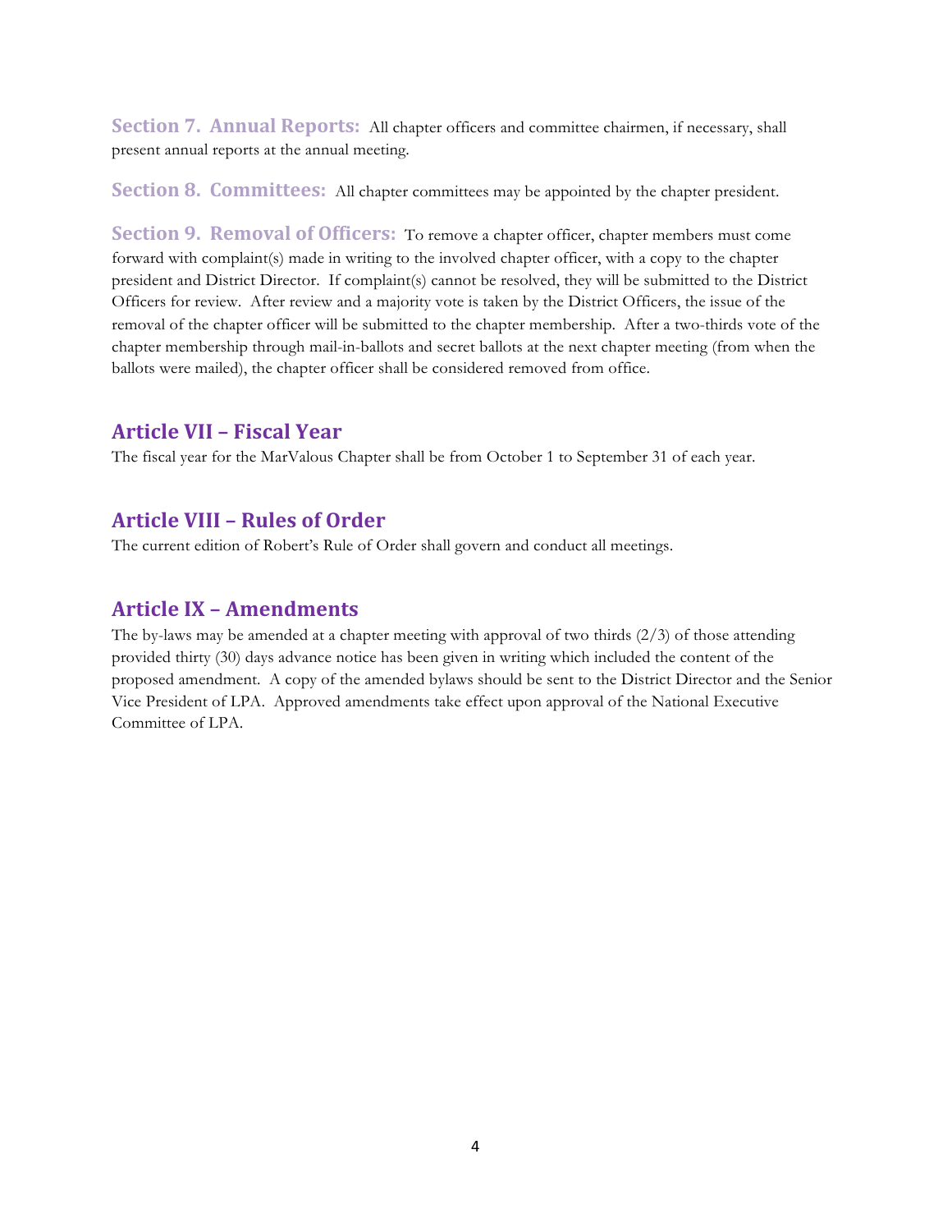**Section 7. Annual Reports:** All chapter officers and committee chairmen, if necessary, shall present annual reports at the annual meeting.

**Section 8. Committees:** All chapter committees may be appointed by the chapter president.

**Section 9. Removal of Officers:** To remove a chapter officer, chapter members must come forward with complaint(s) made in writing to the involved chapter officer, with a copy to the chapter president and District Director. If complaint(s) cannot be resolved, they will be submitted to the District Officers for review. After review and a majority vote is taken by the District Officers, the issue of the removal of the chapter officer will be submitted to the chapter membership. After a two-thirds vote of the chapter membership through mail-in-ballots and secret ballots at the next chapter meeting (from when the ballots were mailed), the chapter officer shall be considered removed from office.

## Article VII – Fiscal Year

The fiscal year for the MarValous Chapter shall be from October 1 to September 31 of each year.

## Article VIII – Rules of Order

The current edition of Robert's Rule of Order shall govern and conduct all meetings.

## Article IX – Amendments

The by-laws may be amended at a chapter meeting with approval of two thirds (2/3) of those attending provided thirty (30) days advance notice has been given in writing which included the content of the proposed amendment. A copy of the amended bylaws should be sent to the District Director and the Senior Vice President of LPA. Approved amendments take effect upon approval of the National Executive Committee of LPA.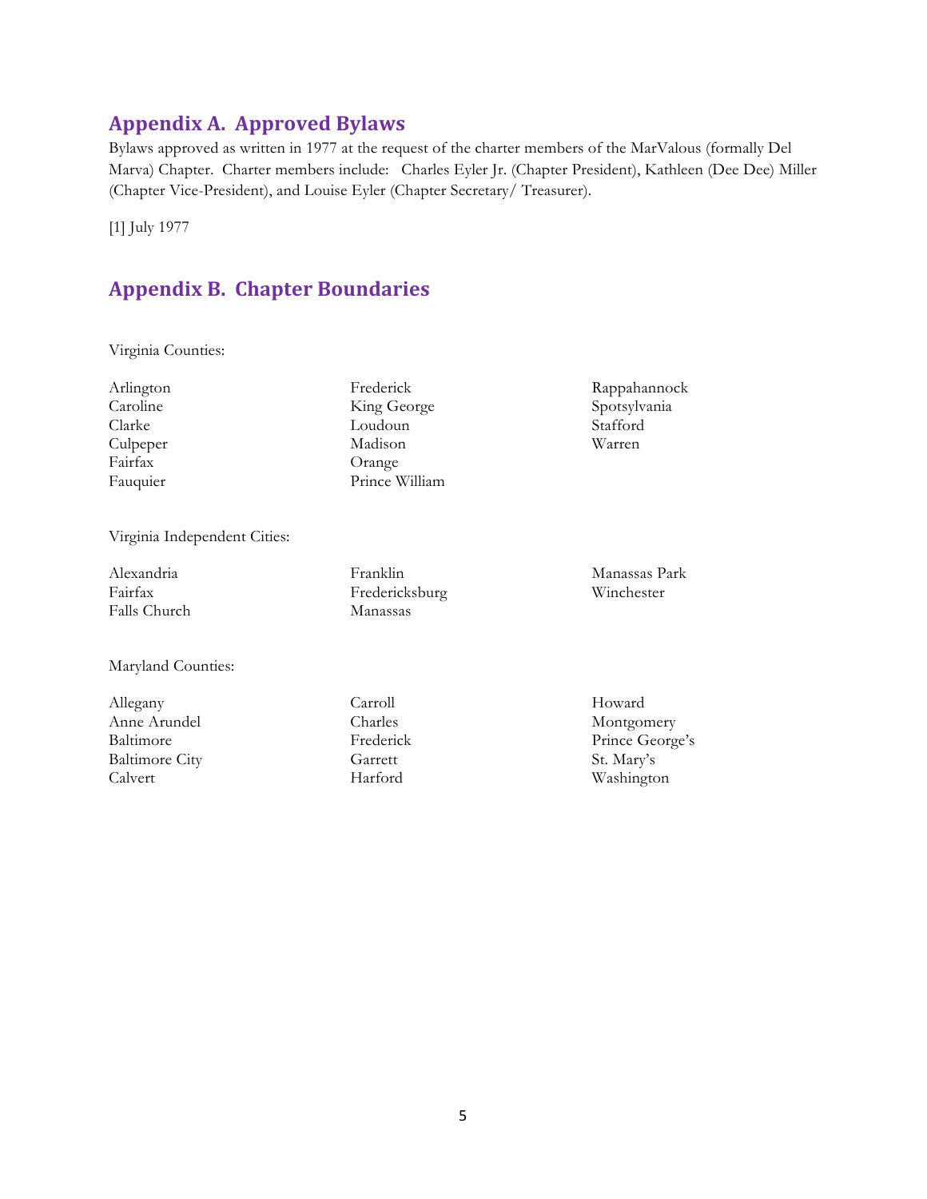## Appendix A. Approved Bylaws

Bylaws approved as written in 1977 at the request of the charter members of the MarValous (formally Del Marva) Chapter. Charter members include: Charles Eyler Jr. (Chapter President), Kathleen (Dee Dee) Miller (Chapter Vice-President), and Louise Eyler (Chapter Secretary/ Treasurer).

[1] July 1977

## Appendix B. Chapter Boundaries

Virginia Counties:

| | | |
|---|---|---|
| Arlington | Frederick | Rappahannock |
| Caroline | King George | Spotsylvania |
| Clarke | Loudoun | Stafford |
| Culpeper | Madison | Warren |
| Fairfax | Orange | |
| Fauquier | Prince William | |

Virginia Independent Cities:

| | | |
|---|---|---|
| Alexandria | Franklin | Manassas Park |
| Fairfax | Fredericksburg | Winchester |
| Falls Church | Manassas | |

Maryland Counties:

| | | |
|---|---|---|
| Allegany | Carroll | Howard |
| Anne Arundel | Charles | Montgomery |
| Baltimore | Frederick | Prince George's |
| Baltimore City | Garrett | St. Mary's |
| Calvert | Harford | Washington |